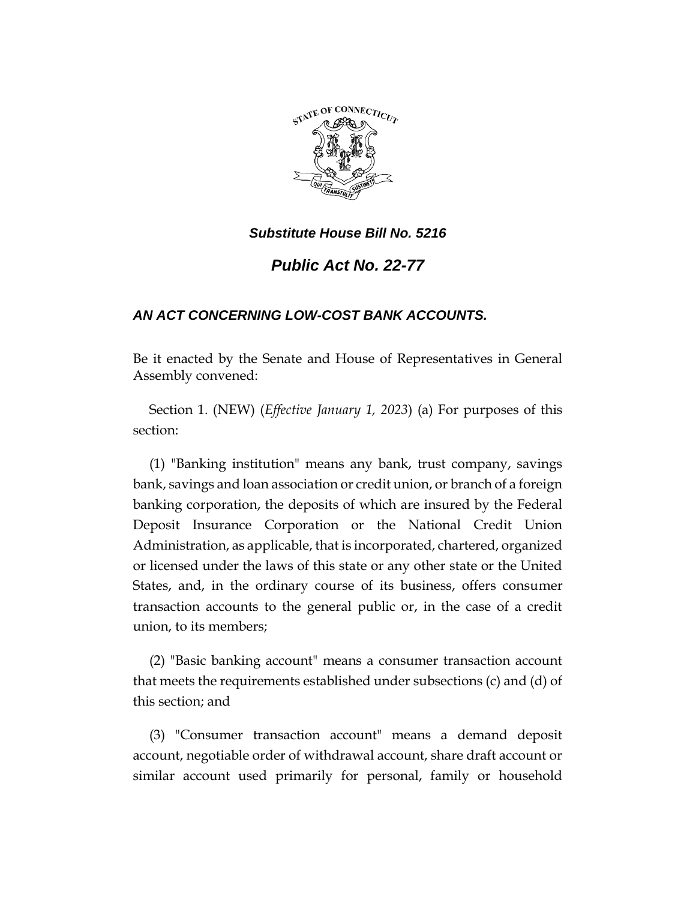***Substitute House Bill No. 5216***

# ***Public Act No. 22-77***

## ***AN ACT CONCERNING LOW-COST BANK ACCOUNTS.***

Be it enacted by the Senate and House of Representatives in General Assembly convened:

Section 1. (NEW) (*Effective January 1, 2023*) (a) For purposes of this section:

(1) "Banking institution" means any bank, trust company, savings bank, savings and loan association or credit union, or branch of a foreign banking corporation, the deposits of which are insured by the Federal Deposit Insurance Corporation or the National Credit Union Administration, as applicable, that is incorporated, chartered, organized or licensed under the laws of this state or any other state or the United States, and, in the ordinary course of its business, offers consumer transaction accounts to the general public or, in the case of a credit union, to its members;

(2) "Basic banking account" means a consumer transaction account that meets the requirements established under subsections (c) and (d) of this section; and

(3) "Consumer transaction account" means a demand deposit account, negotiable order of withdrawal account, share draft account or similar account used primarily for personal, family or household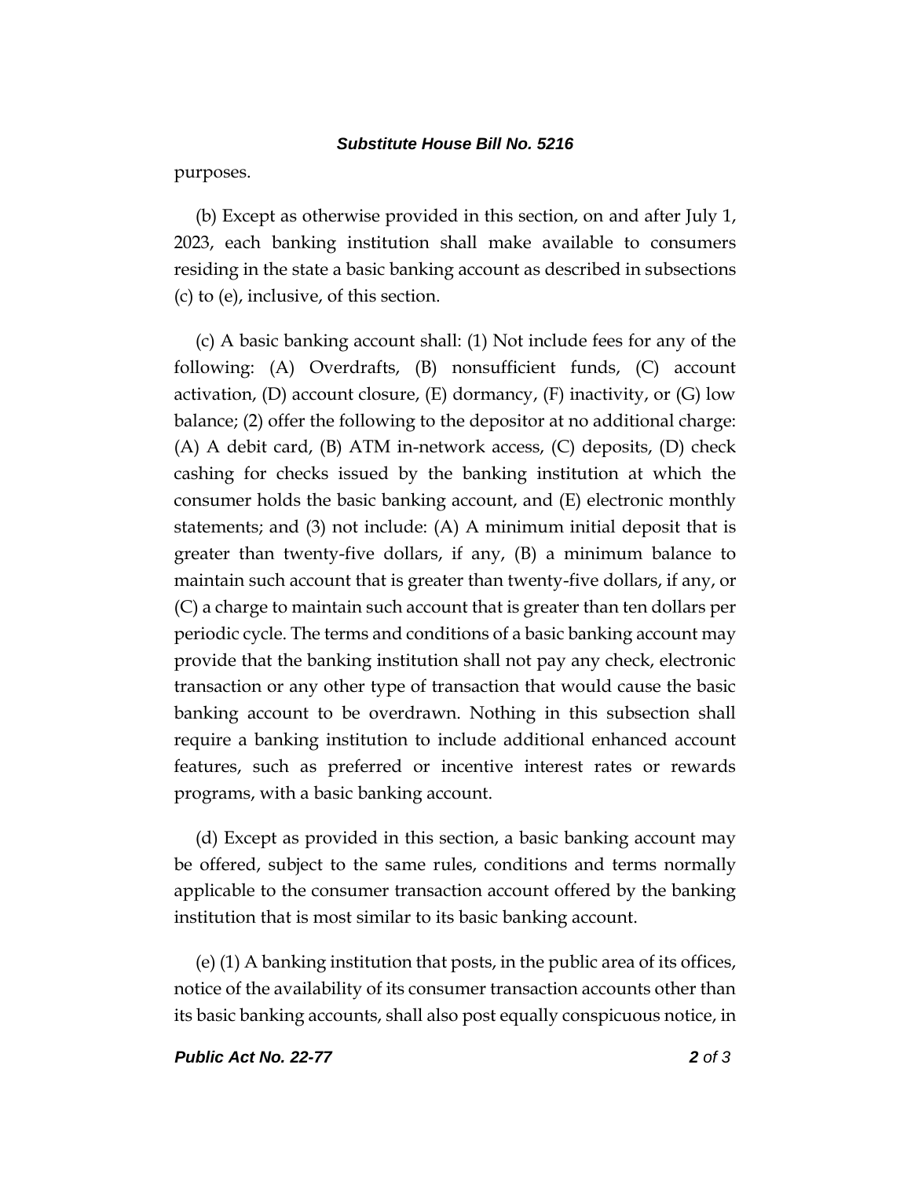purposes.

(b) Except as otherwise provided in this section, on and after July 1, 2023, each banking institution shall make available to consumers residing in the state a basic banking account as described in subsections (c) to (e), inclusive, of this section.

(c) A basic banking account shall: (1) Not include fees for any of the following: (A) Overdrafts, (B) nonsufficient funds, (C) account activation, (D) account closure, (E) dormancy, (F) inactivity, or (G) low balance; (2) offer the following to the depositor at no additional charge: (A) A debit card, (B) ATM in-network access, (C) deposits, (D) check cashing for checks issued by the banking institution at which the consumer holds the basic banking account, and (E) electronic monthly statements; and (3) not include: (A) A minimum initial deposit that is greater than twenty-five dollars, if any, (B) a minimum balance to maintain such account that is greater than twenty-five dollars, if any, or (C) a charge to maintain such account that is greater than ten dollars per periodic cycle. The terms and conditions of a basic banking account may provide that the banking institution shall not pay any check, electronic transaction or any other type of transaction that would cause the basic banking account to be overdrawn. Nothing in this subsection shall require a banking institution to include additional enhanced account features, such as preferred or incentive interest rates or rewards programs, with a basic banking account.

(d) Except as provided in this section, a basic banking account may be offered, subject to the same rules, conditions and terms normally applicable to the consumer transaction account offered by the banking institution that is most similar to its basic banking account.

(e) (1) A banking institution that posts, in the public area of its offices, notice of the availability of its consumer transaction accounts other than its basic banking accounts, shall also post equally conspicuous notice, in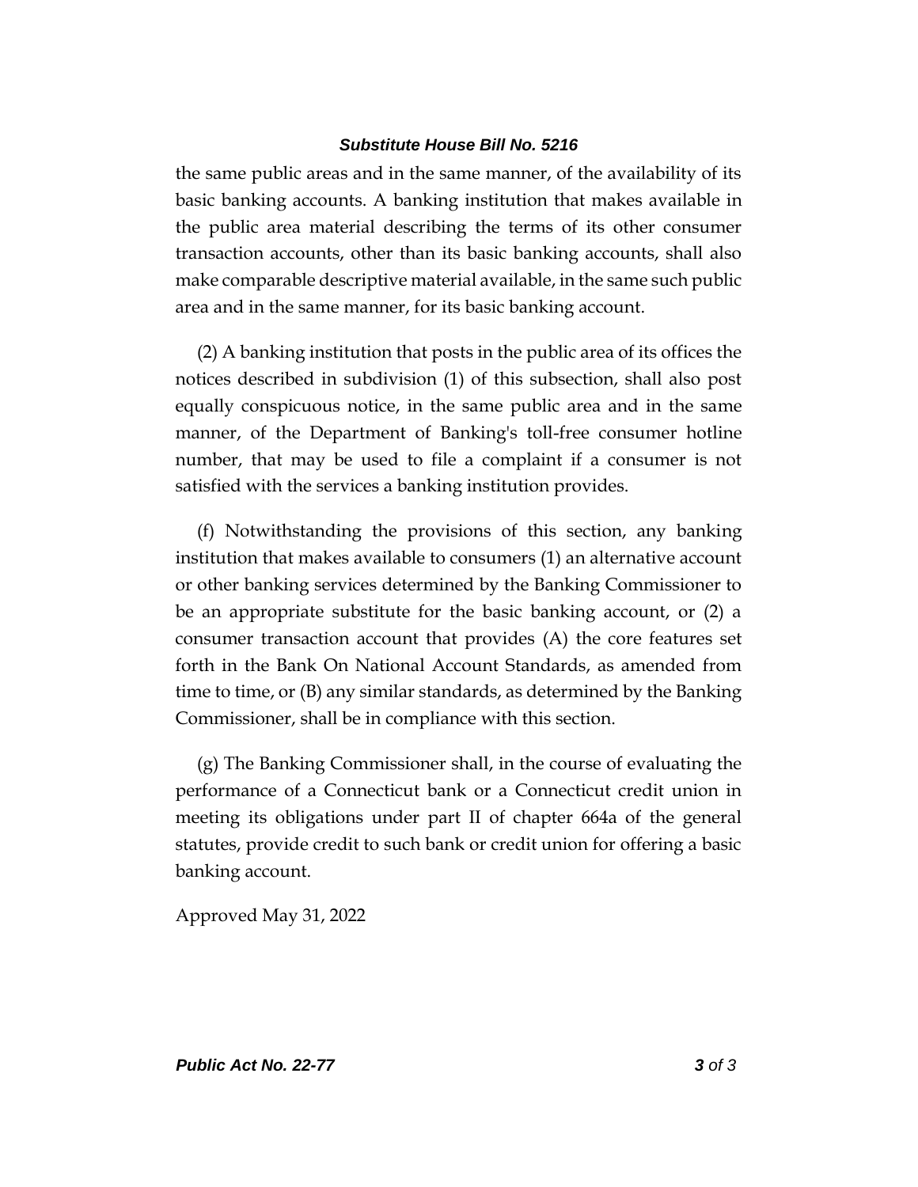the same public areas and in the same manner, of the availability of its basic banking accounts. A banking institution that makes available in the public area material describing the terms of its other consumer transaction accounts, other than its basic banking accounts, shall also make comparable descriptive material available, in the same such public area and in the same manner, for its basic banking account.

(2) A banking institution that posts in the public area of its offices the notices described in subdivision (1) of this subsection, shall also post equally conspicuous notice, in the same public area and in the same manner, of the Department of Banking's toll-free consumer hotline number, that may be used to file a complaint if a consumer is not satisfied with the services a banking institution provides.

(f) Notwithstanding the provisions of this section, any banking institution that makes available to consumers (1) an alternative account or other banking services determined by the Banking Commissioner to be an appropriate substitute for the basic banking account, or (2) a consumer transaction account that provides (A) the core features set forth in the Bank On National Account Standards, as amended from time to time, or (B) any similar standards, as determined by the Banking Commissioner, shall be in compliance with this section.

(g) The Banking Commissioner shall, in the course of evaluating the performance of a Connecticut bank or a Connecticut credit union in meeting its obligations under part II of chapter 664a of the general statutes, provide credit to such bank or credit union for offering a basic banking account.

Approved May 31, 2022